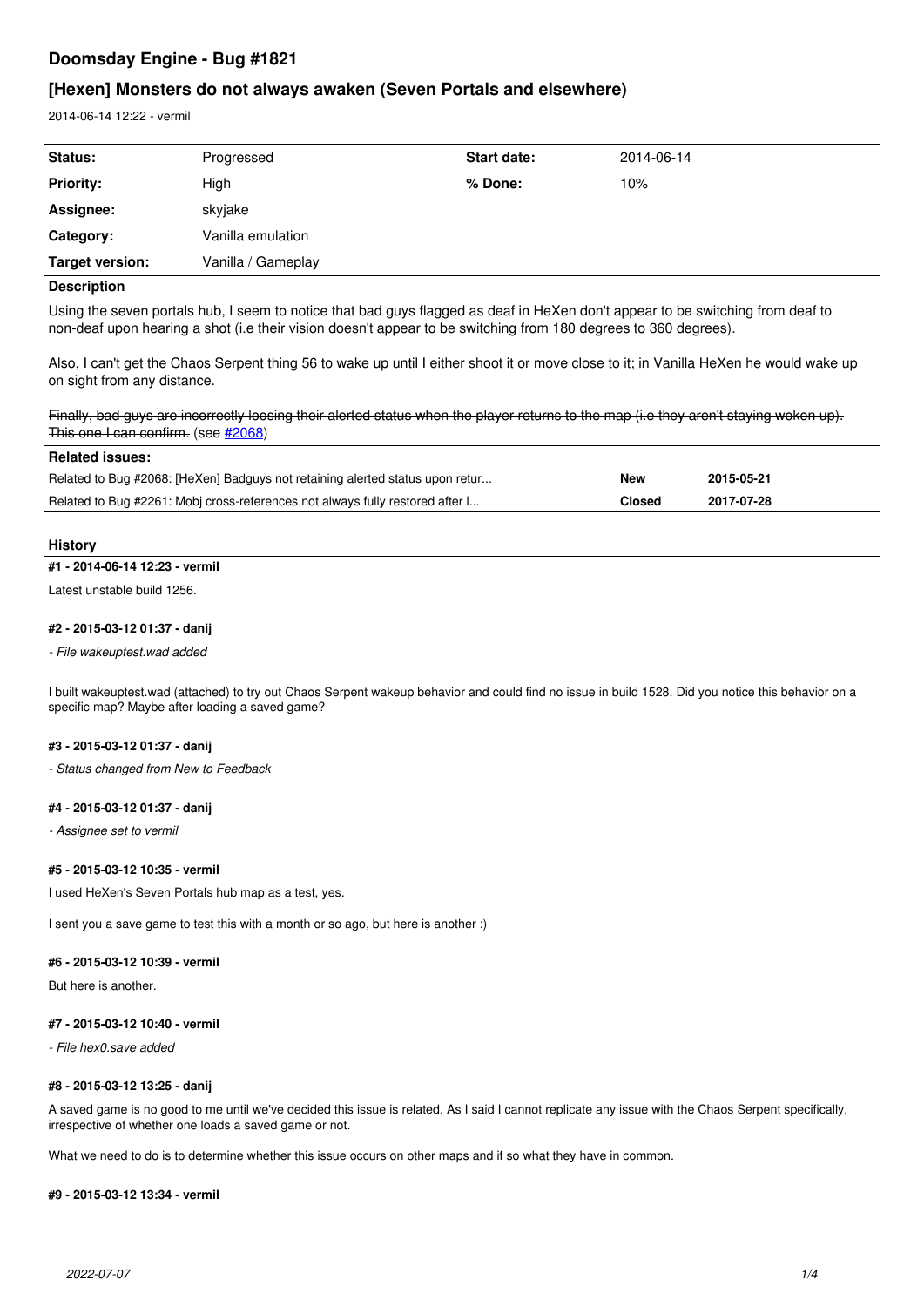# Doomsday Engine - Bug #1821

## [Hexen] Monsters do not always awaken (Seven Portals and elsewhere)

2014-06-14 12:22 - vermil

| Status: | Progressed | Start date: | 2014-06-14 |
|---|---|---|---|
| Priority: | High | % Done: | 10% |
| Assignee: | skyjake | | |
| Category: | Vanilla emulation | | |
| Target version: | Vanilla / Gameplay | | |

**Description**

Using the seven portals hub, I seem to notice that bad guys flagged as deaf in HeXen don't appear to be switching from deaf to non-deaf upon hearing a shot (i.e their vision doesn't appear to be switching from 180 degrees to 360 degrees).

Also, I can't get the Chaos Serpent thing 56 to wake up until I either shoot it or move close to it; in Vanilla HeXen he would wake up on sight from any distance.

~~Finally, bad guys are incorrectly loosing their alerted status when the player returns to the map (i.e they aren't staying woken up). This one I can confirm.~~ (see #2068)

**Related issues:**

| | | |
|---|---|---|
| Related to Bug #2068: [HeXen] Badguys not retaining alerted status upon retur... | New | 2015-05-21 |
| Related to Bug #2261: Mobj cross-references not always fully restored after l... | Closed | 2017-07-28 |

## History

#### #1 - 2014-06-14 12:23 - vermil

Latest unstable build 1256.

#### #2 - 2015-03-12 01:37 - danij

*- File wakeuptest.wad added*

I built wakeuptest.wad (attached) to try out Chaos Serpent wakeup behavior and could find no issue in build 1528. Did you notice this behavior on a specific map? Maybe after loading a saved game?

#### #3 - 2015-03-12 01:37 - danij

*- Status changed from New to Feedback*

#### #4 - 2015-03-12 01:37 - danij

*- Assignee set to vermil*

#### #5 - 2015-03-12 10:35 - vermil

I used HeXen's Seven Portals hub map as a test, yes.

I sent you a save game to test this with a month or so ago, but here is another :)

#### #6 - 2015-03-12 10:39 - vermil

But here is another.

#### #7 - 2015-03-12 10:40 - vermil

*- File hex0.save added*

#### #8 - 2015-03-12 13:25 - danij

A saved game is no good to me until we've decided this issue is related. As I said I cannot replicate any issue with the Chaos Serpent specifically, irrespective of whether one loads a saved game or not.

What we need to do is to determine whether this issue occurs on other maps and if so what they have in common.

#### #9 - 2015-03-12 13:34 - vermil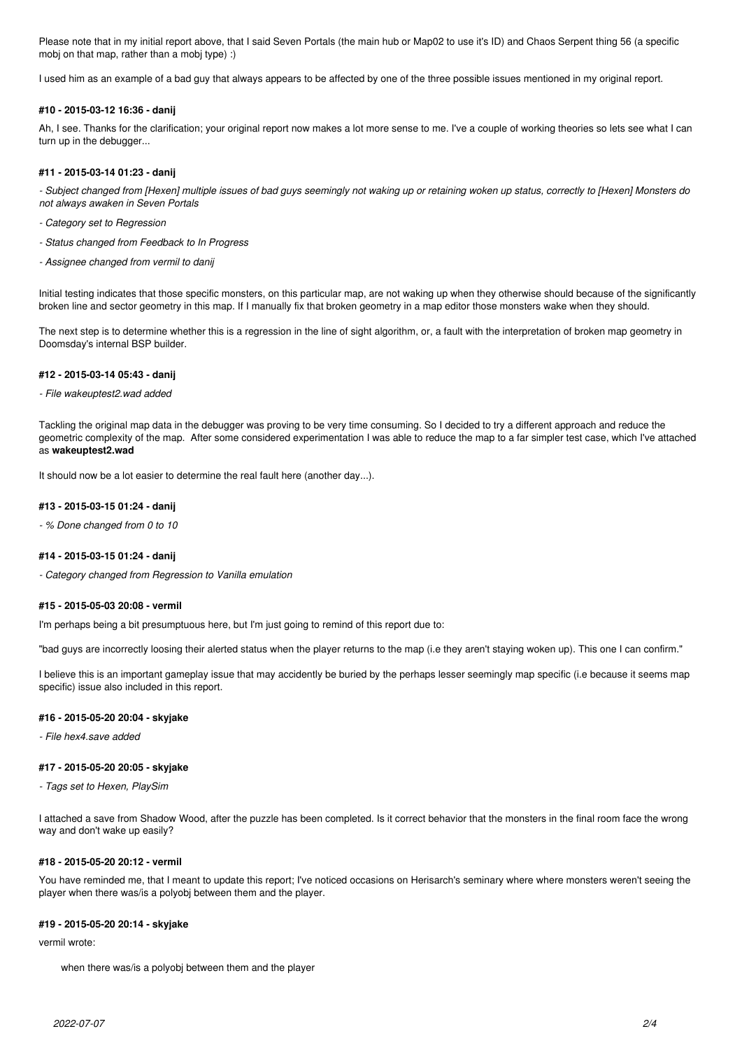Please note that in my initial report above, that I said Seven Portals (the main hub or Map02 to use it's ID) and Chaos Serpent thing 56 (a specific mobj on that map, rather than a mobj type) :)

I used him as an example of a bad guy that always appears to be affected by one of the three possible issues mentioned in my original report.

#### #10 - 2015-03-12 16:36 - danij

Ah, I see. Thanks for the clarification; your original report now makes a lot more sense to me. I've a couple of working theories so lets see what I can turn up in the debugger...

#### #11 - 2015-03-14 01:23 - danij

*- Subject changed from [Hexen] multiple issues of bad guys seemingly not waking up or retaining woken up status, correctly to [Hexen] Monsters do not always awaken in Seven Portals*

*- Category set to Regression*

*- Status changed from Feedback to In Progress*

*- Assignee changed from vermil to danij*

Initial testing indicates that those specific monsters, on this particular map, are not waking up when they otherwise should because of the significantly broken line and sector geometry in this map. If I manually fix that broken geometry in a map editor those monsters wake when they should.

The next step is to determine whether this is a regression in the line of sight algorithm, or, a fault with the interpretation of broken map geometry in Doomsday's internal BSP builder.

#### #12 - 2015-03-14 05:43 - danij

*- File wakeuptest2.wad added*

Tackling the original map data in the debugger was proving to be very time consuming. So I decided to try a different approach and reduce the geometric complexity of the map. After some considered experimentation I was able to reduce the map to a far simpler test case, which I've attached as **wakeuptest2.wad**

It should now be a lot easier to determine the real fault here (another day...).

#### #13 - 2015-03-15 01:24 - danij

*- % Done changed from 0 to 10*

#### #14 - 2015-03-15 01:24 - danij

*- Category changed from Regression to Vanilla emulation*

#### #15 - 2015-05-03 20:08 - vermil

I'm perhaps being a bit presumptuous here, but I'm just going to remind of this report due to:

"bad guys are incorrectly loosing their alerted status when the player returns to the map (i.e they aren't staying woken up). This one I can confirm."

I believe this is an important gameplay issue that may accidently be buried by the perhaps lesser seemingly map specific (i.e because it seems map specific) issue also included in this report.

#### #16 - 2015-05-20 20:04 - skyjake

*- File hex4.save added*

#### #17 - 2015-05-20 20:05 - skyjake

*- Tags set to Hexen, PlaySim*

I attached a save from Shadow Wood, after the puzzle has been completed. Is it correct behavior that the monsters in the final room face the wrong way and don't wake up easily?

#### #18 - 2015-05-20 20:12 - vermil

You have reminded me, that I meant to update this report; I've noticed occasions on Herisarch's seminary where where monsters weren't seeing the player when there was/is a polyobj between them and the player.

#### #19 - 2015-05-20 20:14 - skyjake

vermil wrote:

> when there was/is a polyobj between them and the player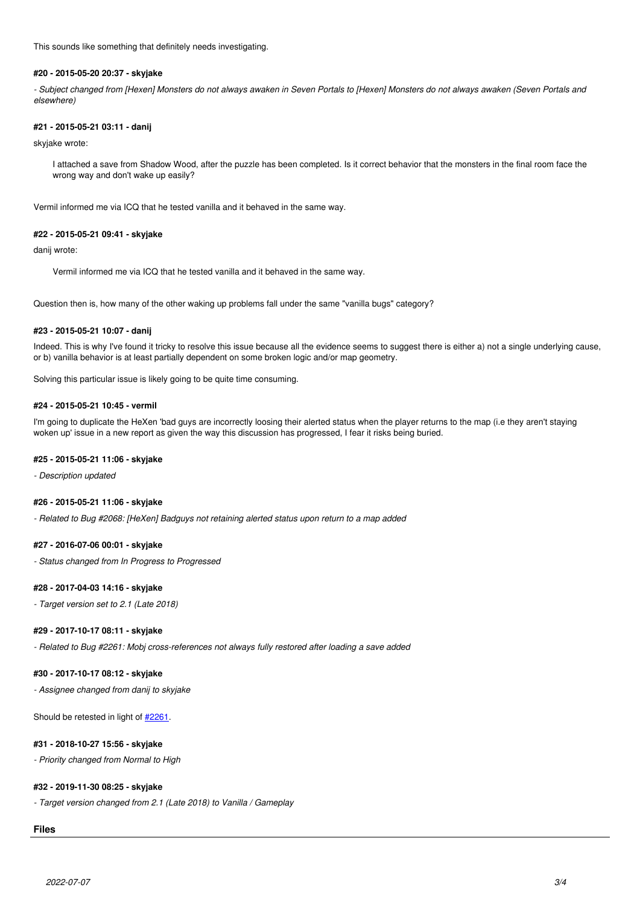This sounds like something that definitely needs investigating.

#### #20 - 2015-05-20 20:37 - skyjake

*- Subject changed from [Hexen] Monsters do not always awaken in Seven Portals to [Hexen] Monsters do not always awaken (Seven Portals and elsewhere)*

#### #21 - 2015-05-21 03:11 - danij

skyjake wrote:

> I attached a save from Shadow Wood, after the puzzle has been completed. Is it correct behavior that the monsters in the final room face the wrong way and don't wake up easily?

Vermil informed me via ICQ that he tested vanilla and it behaved in the same way.

#### #22 - 2015-05-21 09:41 - skyjake

danij wrote:

> Vermil informed me via ICQ that he tested vanilla and it behaved in the same way.

Question then is, how many of the other waking up problems fall under the same "vanilla bugs" category?

#### #23 - 2015-05-21 10:07 - danij

Indeed. This is why I've found it tricky to resolve this issue because all the evidence seems to suggest there is either a) not a single underlying cause, or b) vanilla behavior is at least partially dependent on some broken logic and/or map geometry.

Solving this particular issue is likely going to be quite time consuming.

#### #24 - 2015-05-21 10:45 - vermil

I'm going to duplicate the HeXen 'bad guys are incorrectly loosing their alerted status when the player returns to the map (i.e they aren't staying woken up' issue in a new report as given the way this discussion has progressed, I fear it risks being buried.

#### #25 - 2015-05-21 11:06 - skyjake

*- Description updated*

#### #26 - 2015-05-21 11:06 - skyjake

*- Related to Bug #2068: [HeXen] Badguys not retaining alerted status upon return to a map added*

#### #27 - 2016-07-06 00:01 - skyjake

*- Status changed from In Progress to Progressed*

#### #28 - 2017-04-03 14:16 - skyjake

*- Target version set to 2.1 (Late 2018)*

#### #29 - 2017-10-17 08:11 - skyjake

*- Related to Bug #2261: Mobj cross-references not always fully restored after loading a save added*

#### #30 - 2017-10-17 08:12 - skyjake

*- Assignee changed from danij to skyjake*

Should be retested in light of #2261.

#### #31 - 2018-10-27 15:56 - skyjake

*- Priority changed from Normal to High*

#### #32 - 2019-11-30 08:25 - skyjake

*- Target version changed from 2.1 (Late 2018) to Vanilla / Gameplay*

### Files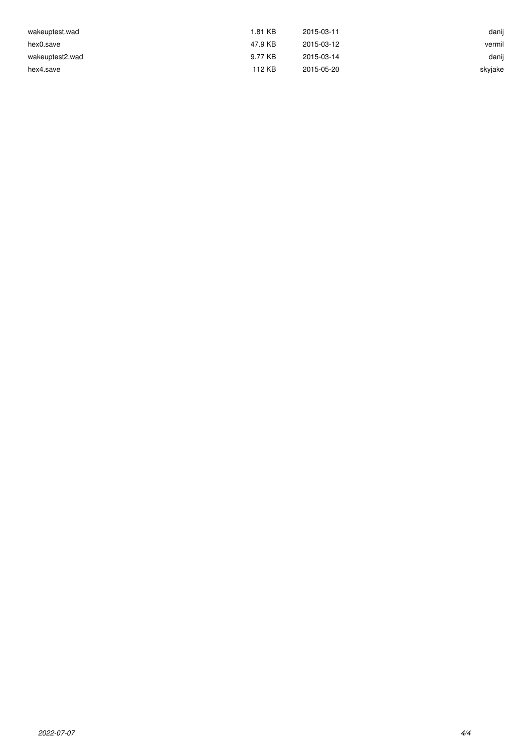| | | | |
|---|---|---|---|
| wakeuptest.wad | 1.81 KB | 2015-03-11 | danij |
| hex0.save | 47.9 KB | 2015-03-12 | vermil |
| wakeuptest2.wad | 9.77 KB | 2015-03-14 | danij |
| hex4.save | 112 KB | 2015-05-20 | skyjake |